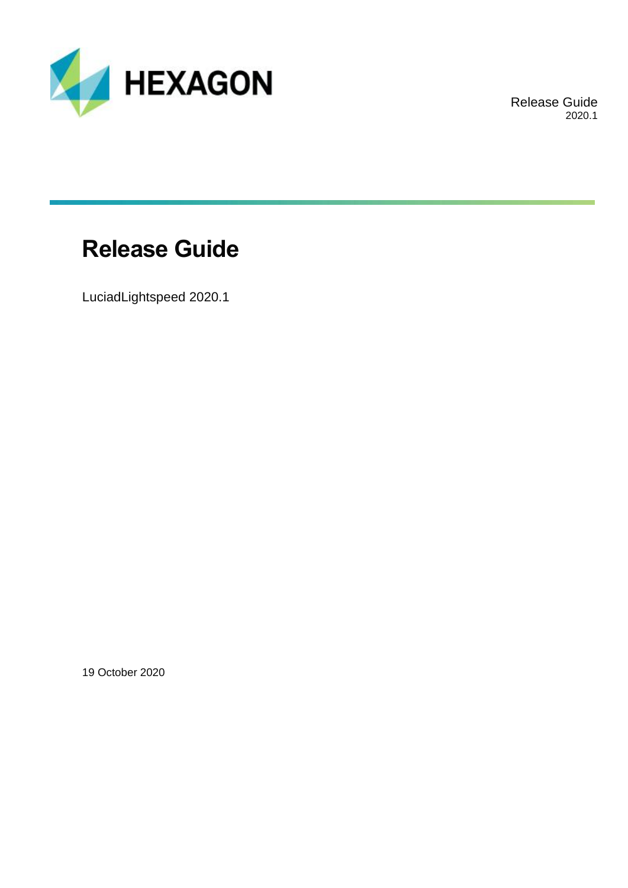HEXAGON

Release Guide
2020.1

# Release Guide

LuciadLightspeed 2020.1

19 October 2020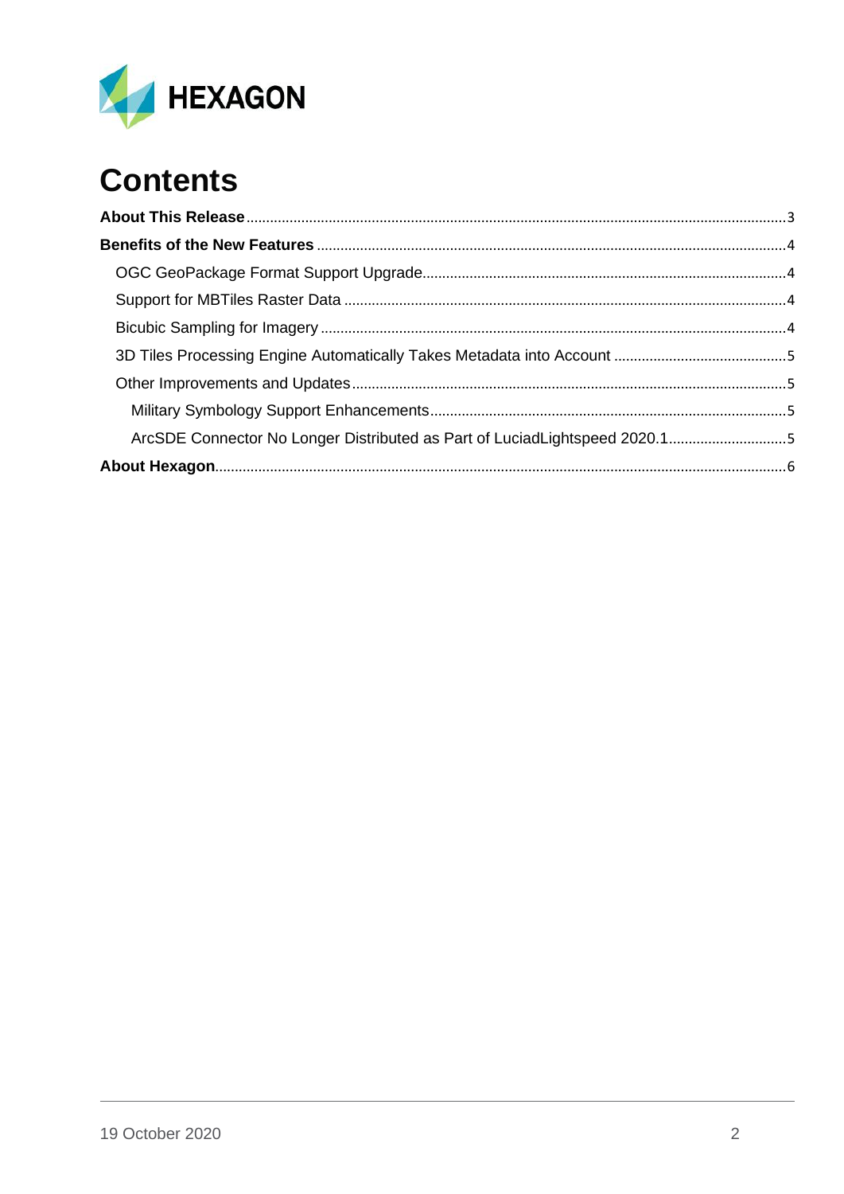# Contents

**About This Release** ... 3

**Benefits of the New Features** ... 4

- OGC GeoPackage Format Support Upgrade ... 4
- Support for MBTiles Raster Data ... 4
- Bicubic Sampling for Imagery ... 4
- 3D Tiles Processing Engine Automatically Takes Metadata into Account ... 5
- Other Improvements and Updates ... 5
  - Military Symbology Support Enhancements ... 5
  - ArcSDE Connector No Longer Distributed as Part of LuciadLightspeed 2020.1 ... 5

**About Hexagon** ... 6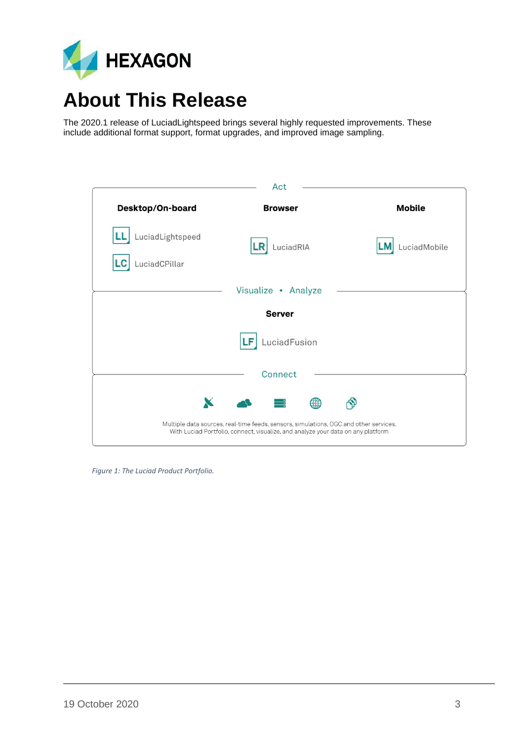# About This Release

The 2020.1 release of LuciadLightspeed brings several highly requested improvements. These include additional format support, format upgrades, and improved image sampling.

Act

**Desktop/On-board**

LL LuciadLightspeed

LC LuciadCPillar

**Browser**

LR LuciadRIA

**Mobile**

LM LuciadMobile

Visualize • Analyze

**Server**

LF LuciadFusion

Connect

Multiple data sources, real-time feeds, sensors, simulations, OGC and other services.
With Luciad Portfolio, connect, visualize, and analyze your data on any platform

*Figure 1: The Luciad Product Portfolio.*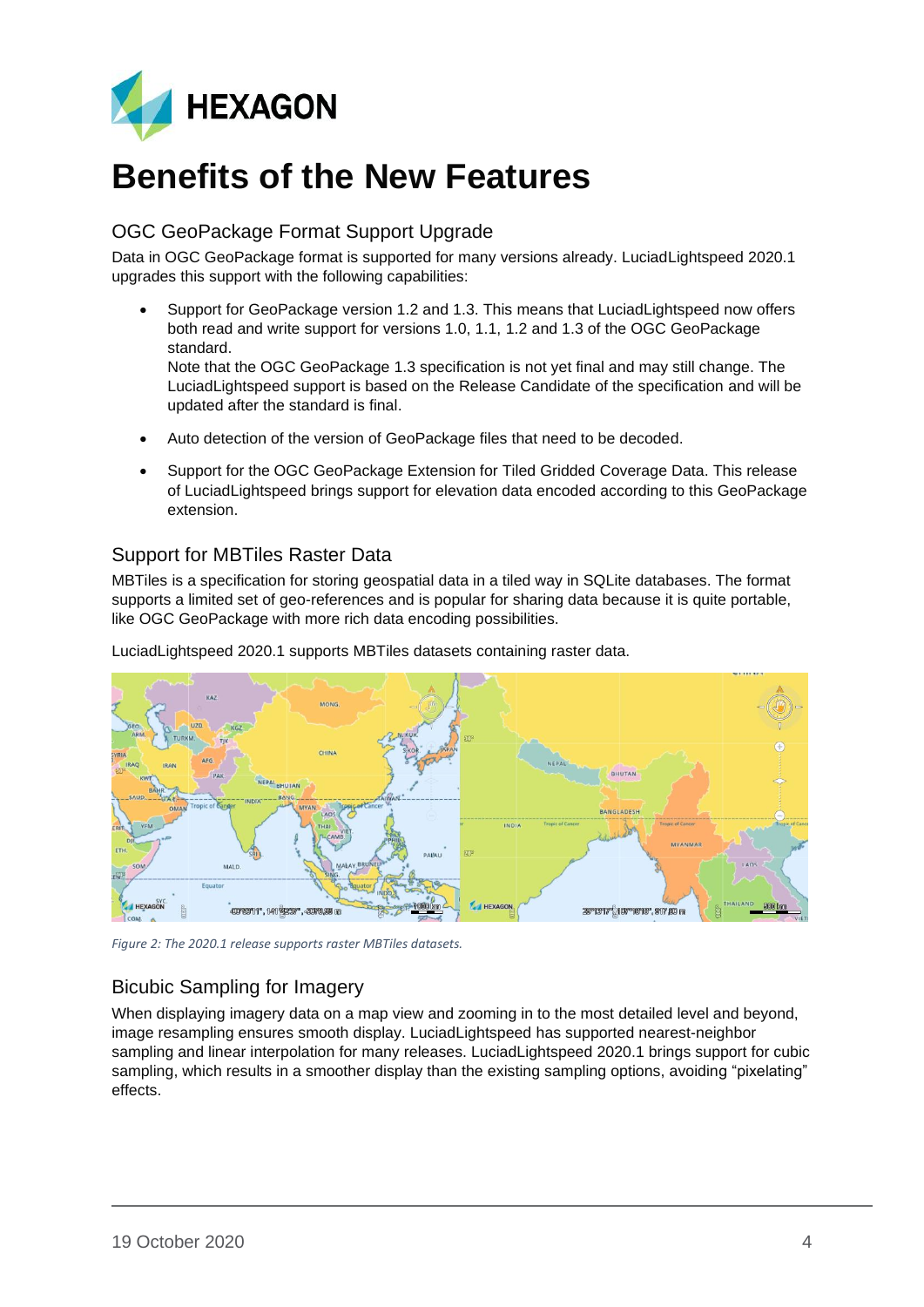# Benefits of the New Features

## OGC GeoPackage Format Support Upgrade

Data in OGC GeoPackage format is supported for many versions already. LuciadLightspeed 2020.1 upgrades this support with the following capabilities:

- Support for GeoPackage version 1.2 and 1.3. This means that LuciadLightspeed now offers both read and write support for versions 1.0, 1.1, 1.2 and 1.3 of the OGC GeoPackage standard.
  Note that the OGC GeoPackage 1.3 specification is not yet final and may still change. The LuciadLightspeed support is based on the Release Candidate of the specification and will be updated after the standard is final.
- Auto detection of the version of GeoPackage files that need to be decoded.
- Support for the OGC GeoPackage Extension for Tiled Gridded Coverage Data. This release of LuciadLightspeed brings support for elevation data encoded according to this GeoPackage extension.

## Support for MBTiles Raster Data

MBTiles is a specification for storing geospatial data in a tiled way in SQLite databases. The format supports a limited set of geo-references and is popular for sharing data because it is quite portable, like OGC GeoPackage with more rich data encoding possibilities.

LuciadLightspeed 2020.1 supports MBTiles datasets containing raster data.

*Figure 2: The 2020.1 release supports raster MBTiles datasets.*

## Bicubic Sampling for Imagery

When displaying imagery data on a map view and zooming in to the most detailed level and beyond, image resampling ensures smooth display. LuciadLightspeed has supported nearest-neighbor sampling and linear interpolation for many releases. LuciadLightspeed 2020.1 brings support for cubic sampling, which results in a smoother display than the existing sampling options, avoiding "pixelating" effects.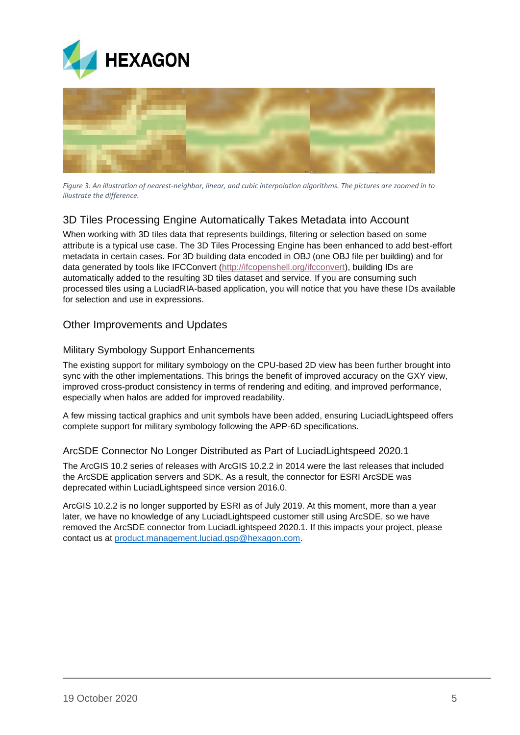*Figure 3: An illustration of nearest-neighbor, linear, and cubic interpolation algorithms. The pictures are zoomed in to illustrate the difference.*

## 3D Tiles Processing Engine Automatically Takes Metadata into Account

When working with 3D tiles data that represents buildings, filtering or selection based on some attribute is a typical use case. The 3D Tiles Processing Engine has been enhanced to add best-effort metadata in certain cases. For 3D building data encoded in OBJ (one OBJ file per building) and for data generated by tools like IFCConvert (http://ifcopenshell.org/ifcconvert), building IDs are automatically added to the resulting 3D tiles dataset and service. If you are consuming such processed tiles using a LuciadRIA-based application, you will notice that you have these IDs available for selection and use in expressions.

## Other Improvements and Updates

### Military Symbology Support Enhancements

The existing support for military symbology on the CPU-based 2D view has been further brought into sync with the other implementations. This brings the benefit of improved accuracy on the GXY view, improved cross-product consistency in terms of rendering and editing, and improved performance, especially when halos are added for improved readability.

A few missing tactical graphics and unit symbols have been added, ensuring LuciadLightspeed offers complete support for military symbology following the APP-6D specifications.

### ArcSDE Connector No Longer Distributed as Part of LuciadLightspeed 2020.1

The ArcGIS 10.2 series of releases with ArcGIS 10.2.2 in 2014 were the last releases that included the ArcSDE application servers and SDK. As a result, the connector for ESRI ArcSDE was deprecated within LuciadLightspeed since version 2016.0.

ArcGIS 10.2.2 is no longer supported by ESRI as of July 2019. At this moment, more than a year later, we have no knowledge of any LuciadLightspeed customer still using ArcSDE, so we have removed the ArcSDE connector from LuciadLightspeed 2020.1. If this impacts your project, please contact us at product.management.luciad.gsp@hexagon.com.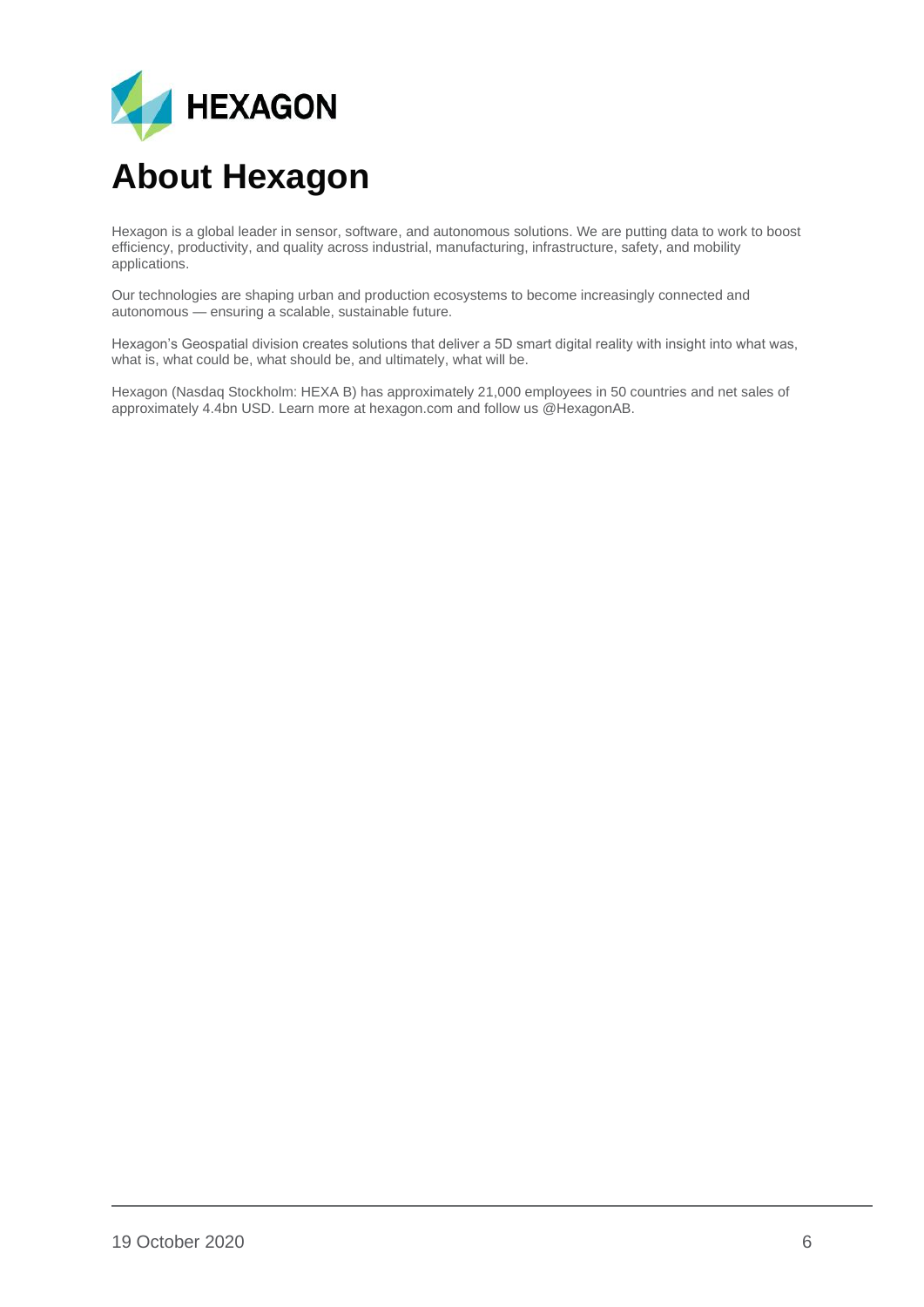# About Hexagon

Hexagon is a global leader in sensor, software, and autonomous solutions. We are putting data to work to boost efficiency, productivity, and quality across industrial, manufacturing, infrastructure, safety, and mobility applications.

Our technologies are shaping urban and production ecosystems to become increasingly connected and autonomous — ensuring a scalable, sustainable future.

Hexagon's Geospatial division creates solutions that deliver a 5D smart digital reality with insight into what was, what is, what could be, what should be, and ultimately, what will be.

Hexagon (Nasdaq Stockholm: HEXA B) has approximately 21,000 employees in 50 countries and net sales of approximately 4.4bn USD. Learn more at hexagon.com and follow us @HexagonAB.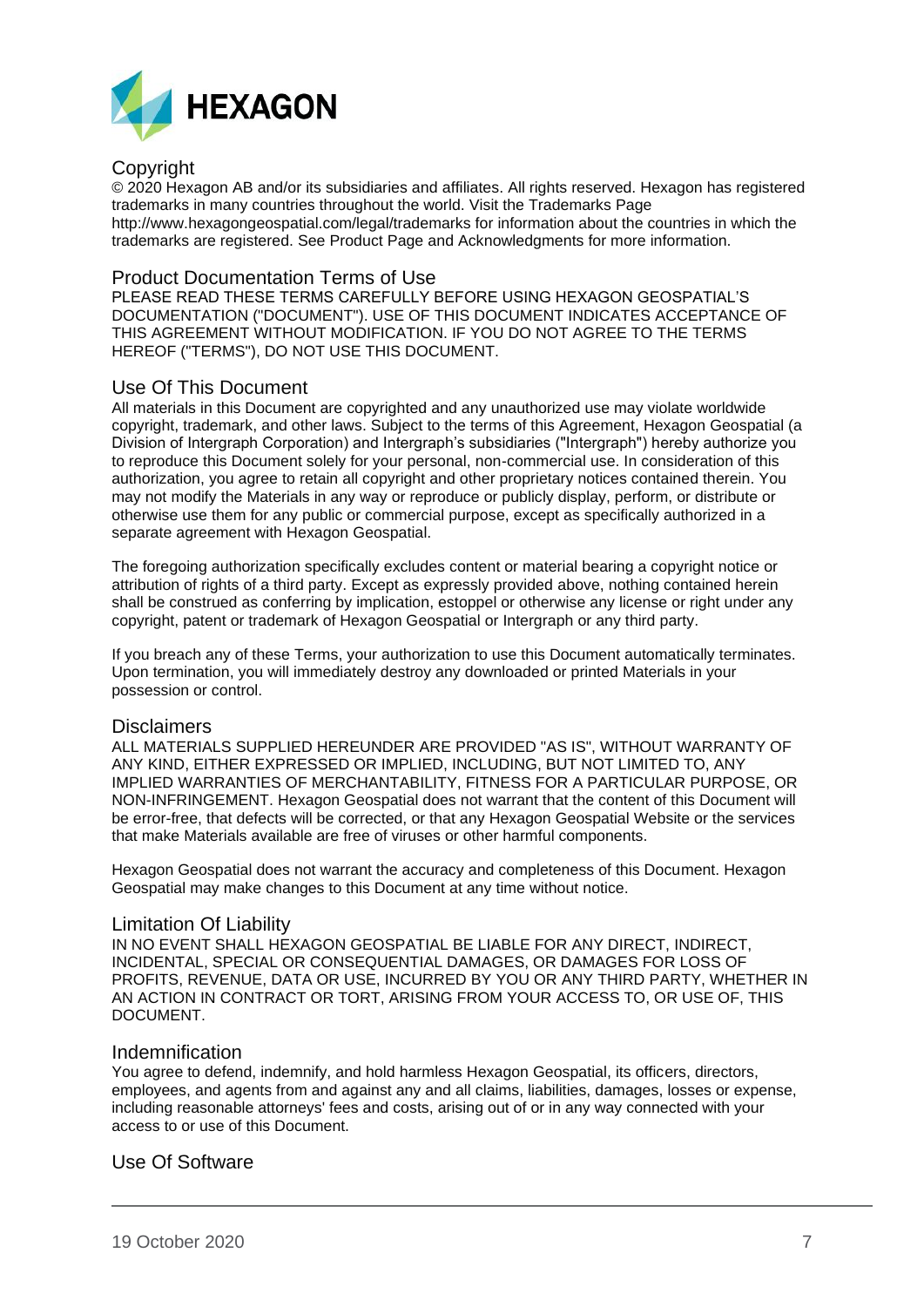**HEXAGON**

## Copyright

© 2020 Hexagon AB and/or its subsidiaries and affiliates. All rights reserved. Hexagon has registered trademarks in many countries throughout the world. Visit the Trademarks Page http://www.hexagongeospatial.com/legal/trademarks for information about the countries in which the trademarks are registered. See Product Page and Acknowledgments for more information.

## Product Documentation Terms of Use

PLEASE READ THESE TERMS CAREFULLY BEFORE USING HEXAGON GEOSPATIAL'S DOCUMENTATION ("DOCUMENT"). USE OF THIS DOCUMENT INDICATES ACCEPTANCE OF THIS AGREEMENT WITHOUT MODIFICATION. IF YOU DO NOT AGREE TO THE TERMS HEREOF ("TERMS"), DO NOT USE THIS DOCUMENT.

## Use Of This Document

All materials in this Document are copyrighted and any unauthorized use may violate worldwide copyright, trademark, and other laws. Subject to the terms of this Agreement, Hexagon Geospatial (a Division of Intergraph Corporation) and Intergraph's subsidiaries ("Intergraph") hereby authorize you to reproduce this Document solely for your personal, non-commercial use. In consideration of this authorization, you agree to retain all copyright and other proprietary notices contained therein. You may not modify the Materials in any way or reproduce or publicly display, perform, or distribute or otherwise use them for any public or commercial purpose, except as specifically authorized in a separate agreement with Hexagon Geospatial.

The foregoing authorization specifically excludes content or material bearing a copyright notice or attribution of rights of a third party. Except as expressly provided above, nothing contained herein shall be construed as conferring by implication, estoppel or otherwise any license or right under any copyright, patent or trademark of Hexagon Geospatial or Intergraph or any third party.

If you breach any of these Terms, your authorization to use this Document automatically terminates. Upon termination, you will immediately destroy any downloaded or printed Materials in your possession or control.

## Disclaimers

ALL MATERIALS SUPPLIED HEREUNDER ARE PROVIDED "AS IS", WITHOUT WARRANTY OF ANY KIND, EITHER EXPRESSED OR IMPLIED, INCLUDING, BUT NOT LIMITED TO, ANY IMPLIED WARRANTIES OF MERCHANTABILITY, FITNESS FOR A PARTICULAR PURPOSE, OR NON-INFRINGEMENT. Hexagon Geospatial does not warrant that the content of this Document will be error-free, that defects will be corrected, or that any Hexagon Geospatial Website or the services that make Materials available are free of viruses or other harmful components.

Hexagon Geospatial does not warrant the accuracy and completeness of this Document. Hexagon Geospatial may make changes to this Document at any time without notice.

## Limitation Of Liability

IN NO EVENT SHALL HEXAGON GEOSPATIAL BE LIABLE FOR ANY DIRECT, INDIRECT, INCIDENTAL, SPECIAL OR CONSEQUENTIAL DAMAGES, OR DAMAGES FOR LOSS OF PROFITS, REVENUE, DATA OR USE, INCURRED BY YOU OR ANY THIRD PARTY, WHETHER IN AN ACTION IN CONTRACT OR TORT, ARISING FROM YOUR ACCESS TO, OR USE OF, THIS DOCUMENT.

## Indemnification

You agree to defend, indemnify, and hold harmless Hexagon Geospatial, its officers, directors, employees, and agents from and against any and all claims, liabilities, damages, losses or expense, including reasonable attorneys' fees and costs, arising out of or in any way connected with your access to or use of this Document.

## Use Of Software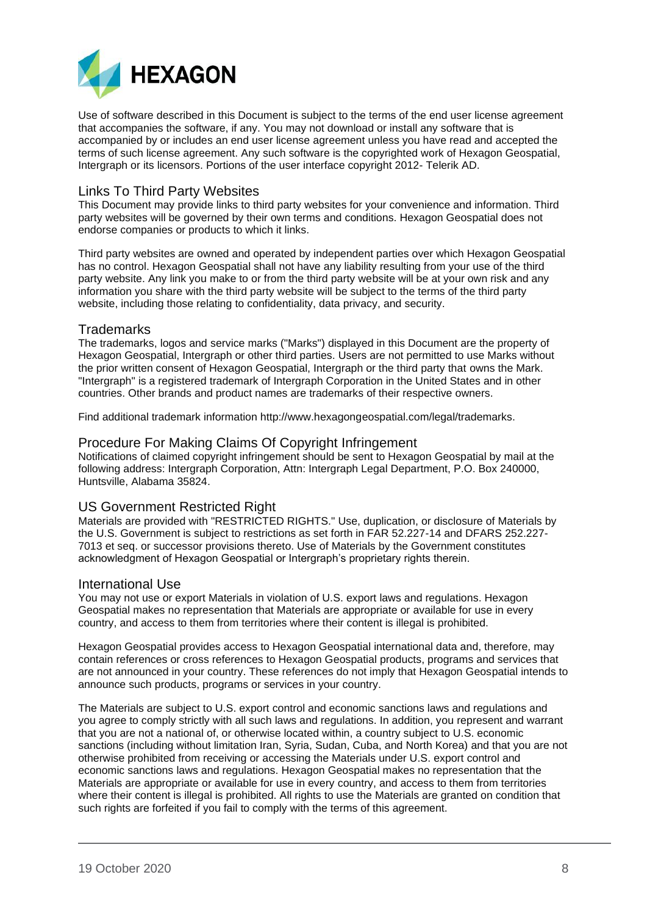Use of software described in this Document is subject to the terms of the end user license agreement that accompanies the software, if any. You may not download or install any software that is accompanied by or includes an end user license agreement unless you have read and accepted the terms of such license agreement. Any such software is the copyrighted work of Hexagon Geospatial, Intergraph or its licensors. Portions of the user interface copyright 2012- Telerik AD.

## Links To Third Party Websites

This Document may provide links to third party websites for your convenience and information. Third party websites will be governed by their own terms and conditions. Hexagon Geospatial does not endorse companies or products to which it links.

Third party websites are owned and operated by independent parties over which Hexagon Geospatial has no control. Hexagon Geospatial shall not have any liability resulting from your use of the third party website. Any link you make to or from the third party website will be at your own risk and any information you share with the third party website will be subject to the terms of the third party website, including those relating to confidentiality, data privacy, and security.

## Trademarks

The trademarks, logos and service marks ("Marks") displayed in this Document are the property of Hexagon Geospatial, Intergraph or other third parties. Users are not permitted to use Marks without the prior written consent of Hexagon Geospatial, Intergraph or the third party that owns the Mark. "Intergraph" is a registered trademark of Intergraph Corporation in the United States and in other countries. Other brands and product names are trademarks of their respective owners.

Find additional trademark information http://www.hexagongeospatial.com/legal/trademarks.

## Procedure For Making Claims Of Copyright Infringement

Notifications of claimed copyright infringement should be sent to Hexagon Geospatial by mail at the following address: Intergraph Corporation, Attn: Intergraph Legal Department, P.O. Box 240000, Huntsville, Alabama 35824.

## US Government Restricted Right

Materials are provided with "RESTRICTED RIGHTS." Use, duplication, or disclosure of Materials by the U.S. Government is subject to restrictions as set forth in FAR 52.227-14 and DFARS 252.227-7013 et seq. or successor provisions thereto. Use of Materials by the Government constitutes acknowledgment of Hexagon Geospatial or Intergraph's proprietary rights therein.

## International Use

You may not use or export Materials in violation of U.S. export laws and regulations. Hexagon Geospatial makes no representation that Materials are appropriate or available for use in every country, and access to them from territories where their content is illegal is prohibited.

Hexagon Geospatial provides access to Hexagon Geospatial international data and, therefore, may contain references or cross references to Hexagon Geospatial products, programs and services that are not announced in your country. These references do not imply that Hexagon Geospatial intends to announce such products, programs or services in your country.

The Materials are subject to U.S. export control and economic sanctions laws and regulations and you agree to comply strictly with all such laws and regulations. In addition, you represent and warrant that you are not a national of, or otherwise located within, a country subject to U.S. economic sanctions (including without limitation Iran, Syria, Sudan, Cuba, and North Korea) and that you are not otherwise prohibited from receiving or accessing the Materials under U.S. export control and economic sanctions laws and regulations. Hexagon Geospatial makes no representation that the Materials are appropriate or available for use in every country, and access to them from territories where their content is illegal is prohibited. All rights to use the Materials are granted on condition that such rights are forfeited if you fail to comply with the terms of this agreement.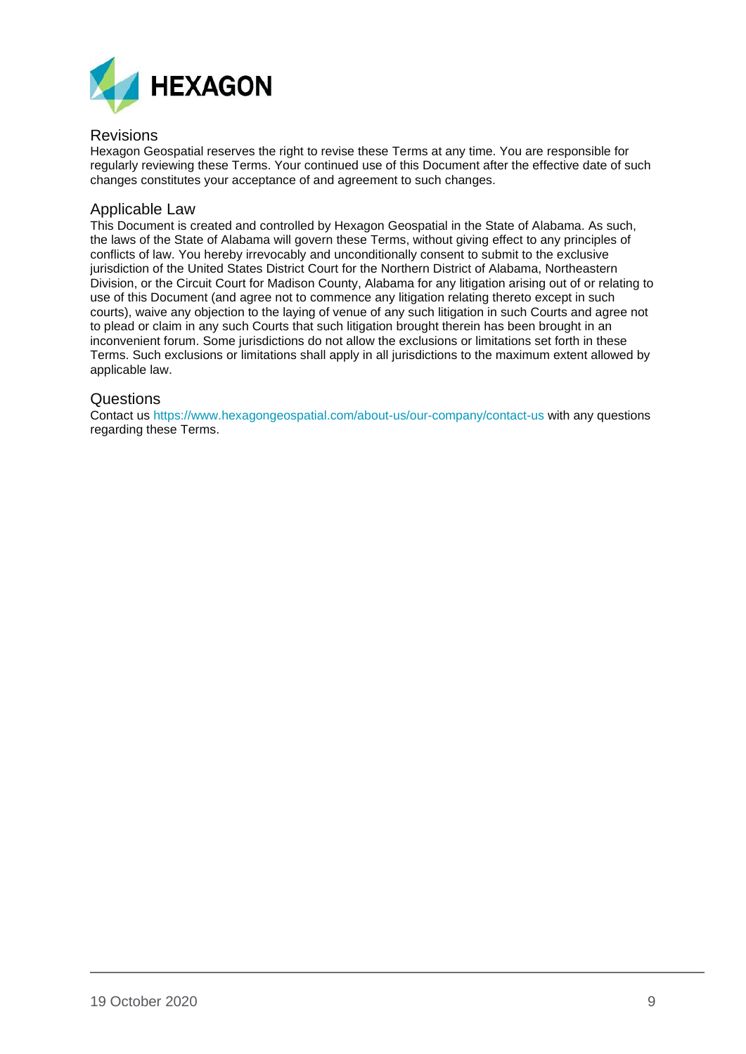## Revisions

Hexagon Geospatial reserves the right to revise these Terms at any time. You are responsible for regularly reviewing these Terms. Your continued use of this Document after the effective date of such changes constitutes your acceptance of and agreement to such changes.

## Applicable Law

This Document is created and controlled by Hexagon Geospatial in the State of Alabama. As such, the laws of the State of Alabama will govern these Terms, without giving effect to any principles of conflicts of law. You hereby irrevocably and unconditionally consent to submit to the exclusive jurisdiction of the United States District Court for the Northern District of Alabama, Northeastern Division, or the Circuit Court for Madison County, Alabama for any litigation arising out of or relating to use of this Document (and agree not to commence any litigation relating thereto except in such courts), waive any objection to the laying of venue of any such litigation in such Courts and agree not to plead or claim in any such Courts that such litigation brought therein has been brought in an inconvenient forum. Some jurisdictions do not allow the exclusions or limitations set forth in these Terms. Such exclusions or limitations shall apply in all jurisdictions to the maximum extent allowed by applicable law.

## Questions

Contact us https://www.hexagongeospatial.com/about-us/our-company/contact-us with any questions regarding these Terms.